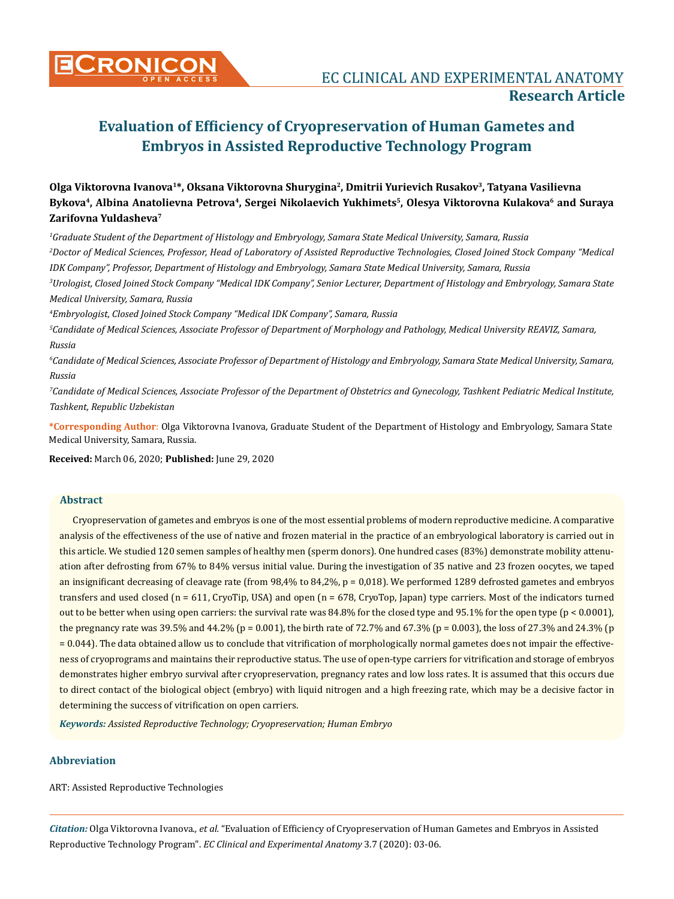**Research Article**

# Evaluation of Efficiency of Cryopreservation of Human Gametes and Embryos in Assisted Reproductive Technology Program

**Olga Viktorovna Ivanova[1]\*, Oksana Viktorovna Shurygina[2], Dmitrii Yurievich Rusakov[3], Tatyana Vasilievna Bykova[4], Albina Anatolievna Petrova[4], Sergei Nikolaevich Yukhimets[5], Olesya Viktorovna Kulakova[6] and Suraya Zarifovna Yuldasheva[7]**

*[1]Graduate Student of the Department of Histology and Embryology, Samara State Medical University, Samara, Russia*

*[2]Doctor of Medical Sciences, Professor, Head of Laboratory of Assisted Reproductive Technologies, Closed Joined Stock Company "Medical IDK Company", Professor, Department of Histology and Embryology, Samara State Medical University, Samara, Russia*

*[3]Urologist, Closed Joined Stock Company "Medical IDK Company", Senior Lecturer, Department of Histology and Embryology, Samara State Medical University, Samara, Russia*

*[4]Embryologist, Closed Joined Stock Company "Medical IDK Company", Samara, Russia*

*[5]Candidate of Medical Sciences, Associate Professor of Department of Morphology and Pathology, Medical University REAVIZ, Samara, Russia*

*[6]Candidate of Medical Sciences, Associate Professor of Department of Histology and Embryology, Samara State Medical University, Samara, Russia*

*[7]Candidate of Medical Sciences, Associate Professor of the Department of Obstetrics and Gynecology, Tashkent Pediatric Medical Institute, Tashkent, Republic Uzbekistan*

**\*Corresponding Author**: Olga Viktorovna Ivanova, Graduate Student of the Department of Histology and Embryology, Samara State Medical University, Samara, Russia.

**Received:** March 06, 2020; **Published:** June 29, 2020

## Abstract

Cryopreservation of gametes and embryos is one of the most essential problems of modern reproductive medicine. A comparative analysis of the effectiveness of the use of native and frozen material in the practice of an embryological laboratory is carried out in this article. We studied 120 semen samples of healthy men (sperm donors). One hundred cases (83%) demonstrate mobility attenuation after defrosting from 67% to 84% versus initial value. During the investigation of 35 native and 23 frozen oocytes, we taped an insignificant decreasing of cleavage rate (from 98,4% to 84,2%, p = 0,018). We performed 1289 defrosted gametes and embryos transfers and used closed (n = 611, CryoTip, USA) and open (n = 678, CryoTop, Japan) type carriers. Most of the indicators turned out to be better when using open carriers: the survival rate was 84.8% for the closed type and 95.1% for the open type (p < 0.0001), the pregnancy rate was 39.5% and 44.2% (p = 0.001), the birth rate of 72.7% and 67.3% (p = 0.003), the loss of 27.3% and 24.3% (p = 0.044). The data obtained allow us to conclude that vitrification of morphologically normal gametes does not impair the effectiveness of cryoprograms and maintains their reproductive status. The use of open-type carriers for vitrification and storage of embryos demonstrates higher embryo survival after cryopreservation, pregnancy rates and low loss rates. It is assumed that this occurs due to direct contact of the biological object (embryo) with liquid nitrogen and a high freezing rate, which may be a decisive factor in determining the success of vitrification on open carriers.

***Keywords:*** *Assisted Reproductive Technology; Cryopreservation; Human Embryo*

## Abbreviation

ART: Assisted Reproductive Technologies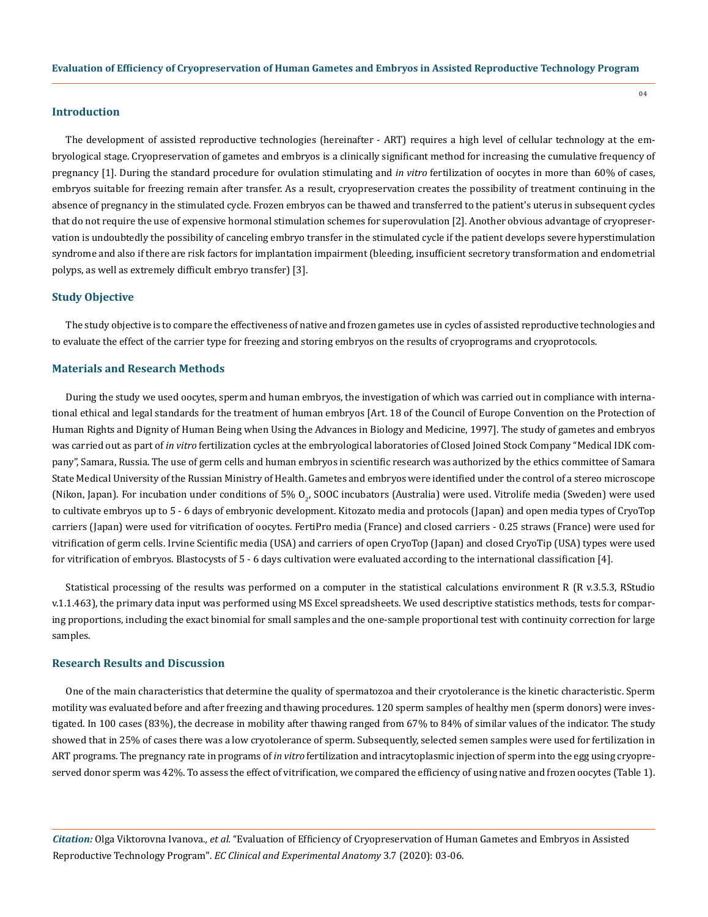## Introduction

The development of assisted reproductive technologies (hereinafter - ART) requires a high level of cellular technology at the embryological stage. Cryopreservation of gametes and embryos is a clinically significant method for increasing the cumulative frequency of pregnancy [1]. During the standard procedure for ovulation stimulating and *in vitro* fertilization of oocytes in more than 60% of cases, embryos suitable for freezing remain after transfer. As a result, cryopreservation creates the possibility of treatment continuing in the absence of pregnancy in the stimulated cycle. Frozen embryos can be thawed and transferred to the patient's uterus in subsequent cycles that do not require the use of expensive hormonal stimulation schemes for superovulation [2]. Another obvious advantage of cryopreservation is undoubtedly the possibility of canceling embryo transfer in the stimulated cycle if the patient develops severe hyperstimulation syndrome and also if there are risk factors for implantation impairment (bleeding, insufficient secretory transformation and endometrial polyps, as well as extremely difficult embryo transfer) [3].

## Study Objective

The study objective is to compare the effectiveness of native and frozen gametes use in cycles of assisted reproductive technologies and to evaluate the effect of the carrier type for freezing and storing embryos on the results of cryoprograms and cryoprotocols.

## Materials and Research Methods

During the study we used oocytes, sperm and human embryos, the investigation of which was carried out in compliance with international ethical and legal standards for the treatment of human embryos [Art. 18 of the Council of Europe Convention on the Protection of Human Rights and Dignity of Human Being when Using the Advances in Biology and Medicine, 1997]. The study of gametes and embryos was carried out as part of *in vitro* fertilization cycles at the embryological laboratories of Closed Joined Stock Company "Medical IDK company", Samara, Russia. The use of germ cells and human embryos in scientific research was authorized by the ethics committee of Samara State Medical University of the Russian Ministry of Health. Gametes and embryos were identified under the control of a stereo microscope (Nikon, Japan). For incubation under conditions of 5% $O_2$, SOOC incubators (Australia) were used. Vitrolife media (Sweden) were used to cultivate embryos up to 5 - 6 days of embryonic development. Kitozato media and protocols (Japan) and open media types of CryoTop carriers (Japan) were used for vitrification of oocytes. FertiPro media (France) and closed carriers - 0.25 straws (France) were used for vitrification of germ cells. Irvine Scientific media (USA) and carriers of open CryoTop (Japan) and closed CryoTip (USA) types were used for vitrification of embryos. Blastocysts of 5 - 6 days cultivation were evaluated according to the international classification [4].

Statistical processing of the results was performed on a computer in the statistical calculations environment R (R v.3.5.3, RStudio v.1.1.463), the primary data input was performed using MS Excel spreadsheets. We used descriptive statistics methods, tests for comparing proportions, including the exact binomial for small samples and the one-sample proportional test with continuity correction for large samples.

## Research Results and Discussion

One of the main characteristics that determine the quality of spermatozoa and their cryotolerance is the kinetic characteristic. Sperm motility was evaluated before and after freezing and thawing procedures. 120 sperm samples of healthy men (sperm donors) were investigated. In 100 cases (83%), the decrease in mobility after thawing ranged from 67% to 84% of similar values of the indicator. The study showed that in 25% of cases there was a low cryotolerance of sperm. Subsequently, selected semen samples were used for fertilization in ART programs. The pregnancy rate in programs of *in vitro* fertilization and intracytoplasmic injection of sperm into the egg using cryopreserved donor sperm was 42%. To assess the effect of vitrification, we compared the efficiency of using native and frozen oocytes (Table 1).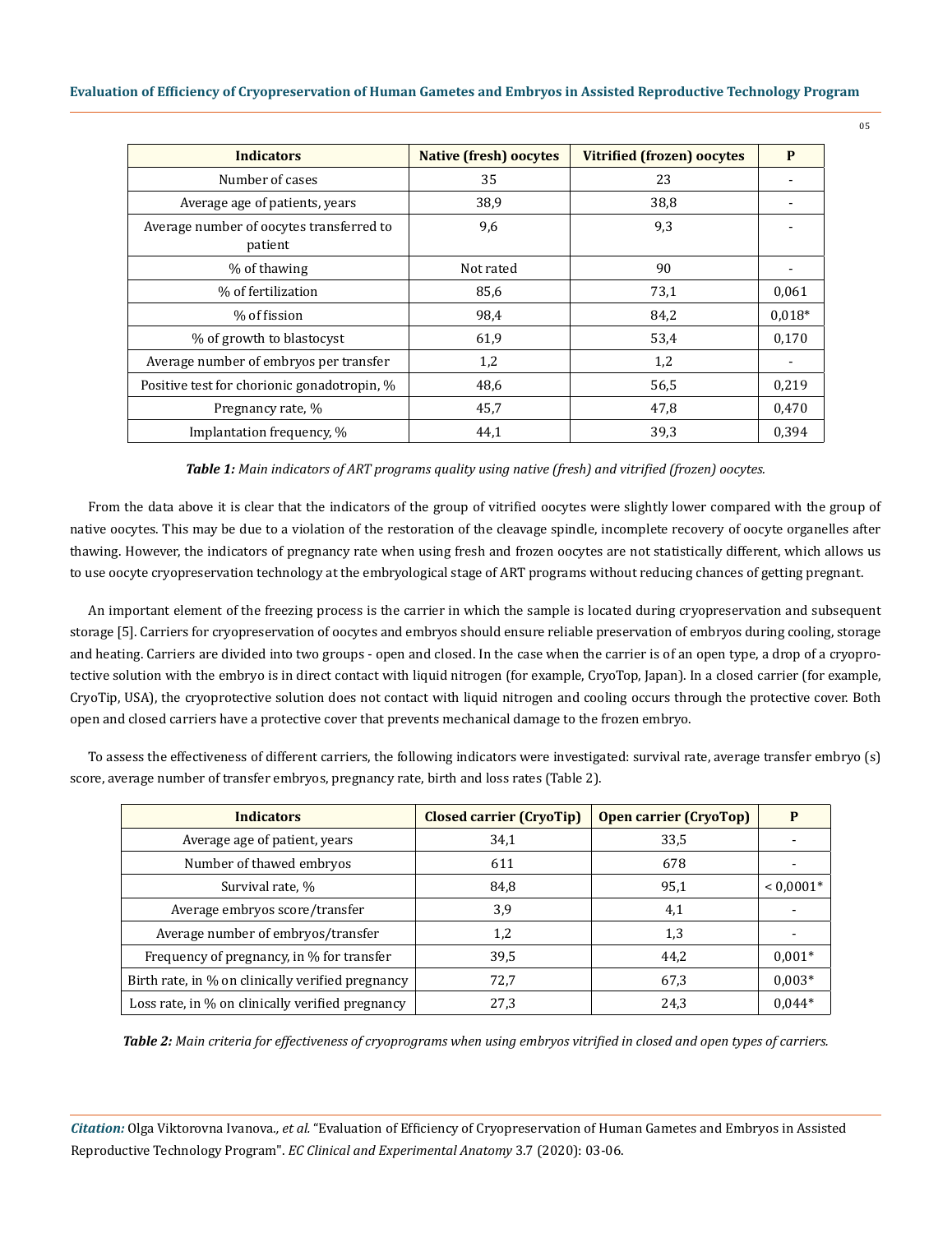| Indicators | Native (fresh) oocytes | Vitrified (frozen) oocytes | P |
|---|---|---|---|
| Number of cases | 35 | 23 | - |
| Average age of patients, years | 38,9 | 38,8 | - |
| Average number of oocytes transferred to patient | 9,6 | 9,3 | - |
| % of thawing | Not rated | 90 | - |
| % of fertilization | 85,6 | 73,1 | 0,061 |
| % of fission | 98,4 | 84,2 | 0,018* |
| % of growth to blastocyst | 61,9 | 53,4 | 0,170 |
| Average number of embryos per transfer | 1,2 | 1,2 | - |
| Positive test for chorionic gonadotropin, % | 48,6 | 56,5 | 0,219 |
| Pregnancy rate, % | 45,7 | 47,8 | 0,470 |
| Implantation frequency, % | 44,1 | 39,3 | 0,394 |

***Table 1:*** *Main indicators of ART programs quality using native (fresh) and vitrified (frozen) oocytes.*

From the data above it is clear that the indicators of the group of vitrified oocytes were slightly lower compared with the group of native oocytes. This may be due to a violation of the restoration of the cleavage spindle, incomplete recovery of oocyte organelles after thawing. However, the indicators of pregnancy rate when using fresh and frozen oocytes are not statistically different, which allows us to use oocyte cryopreservation technology at the embryological stage of ART programs without reducing chances of getting pregnant.

An important element of the freezing process is the carrier in which the sample is located during cryopreservation and subsequent storage [5]. Carriers for cryopreservation of oocytes and embryos should ensure reliable preservation of embryos during cooling, storage and heating. Carriers are divided into two groups - open and closed. In the case when the carrier is of an open type, a drop of a cryoprotective solution with the embryo is in direct contact with liquid nitrogen (for example, CryoTop, Japan). In a closed carrier (for example, CryoTip, USA), the cryoprotective solution does not contact with liquid nitrogen and cooling occurs through the protective cover. Both open and closed carriers have a protective cover that prevents mechanical damage to the frozen embryo.

To assess the effectiveness of different carriers, the following indicators were investigated: survival rate, average transfer embryo (s) score, average number of transfer embryos, pregnancy rate, birth and loss rates (Table 2).

| Indicators | Closed carrier (CryoTip) | Open carrier (CryoTop) | P |
|---|---|---|---|
| Average age of patient, years | 34,1 | 33,5 | - |
| Number of thawed embryos | 611 | 678 | - |
| Survival rate, % | 84,8 | 95,1 | < 0,0001* |
| Average embryos score/transfer | 3,9 | 4,1 | - |
| Average number of embryos/transfer | 1,2 | 1,3 | - |
| Frequency of pregnancy, in % for transfer | 39,5 | 44,2 | 0,001* |
| Birth rate, in % on clinically verified pregnancy | 72,7 | 67,3 | 0,003* |
| Loss rate, in % on clinically verified pregnancy | 27,3 | 24,3 | 0,044* |

***Table 2:*** *Main criteria for effectiveness of cryoprograms when using embryos vitrified in closed and open types of carriers.*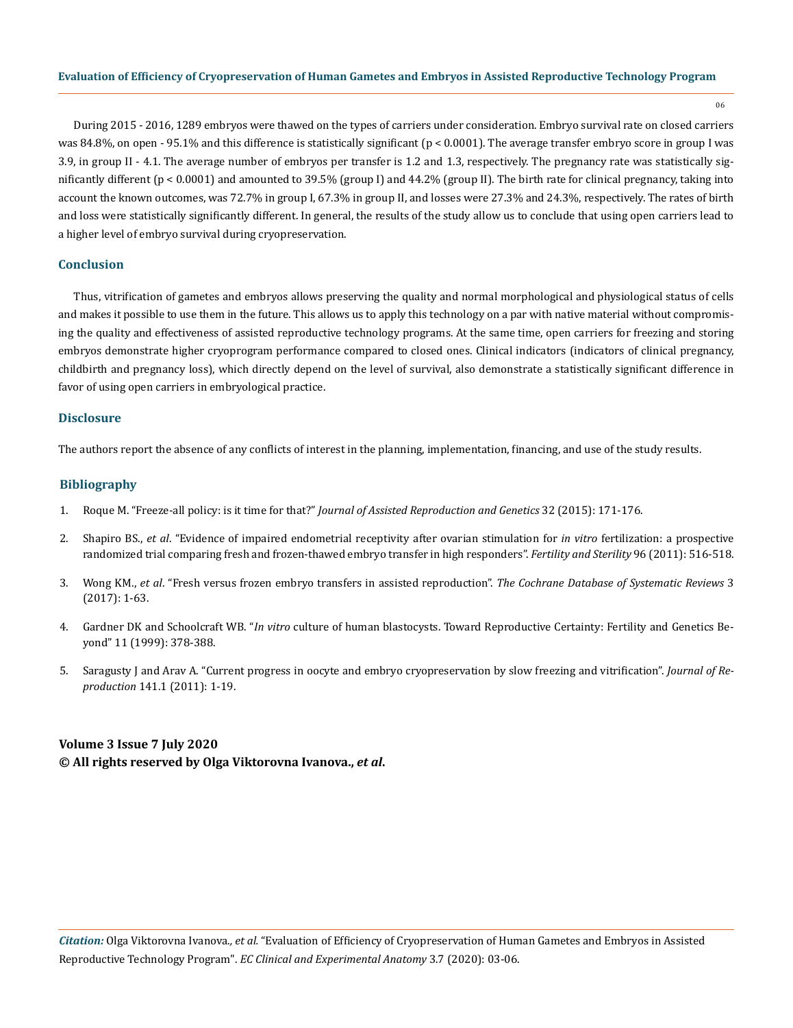During 2015 - 2016, 1289 embryos were thawed on the types of carriers under consideration. Embryo survival rate on closed carriers was 84.8%, on open - 95.1% and this difference is statistically significant ($p < 0.0001$). The average transfer embryo score in group I was 3.9, in group II - 4.1. The average number of embryos per transfer is 1.2 and 1.3, respectively. The pregnancy rate was statistically significantly different ($p < 0.0001$) and amounted to 39.5% (group I) and 44.2% (group II). The birth rate for clinical pregnancy, taking into account the known outcomes, was 72.7% in group I, 67.3% in group II, and losses were 27.3% and 24.3%, respectively. The rates of birth and loss were statistically significantly different. In general, the results of the study allow us to conclude that using open carriers lead to a higher level of embryo survival during cryopreservation.

## Conclusion

Thus, vitrification of gametes and embryos allows preserving the quality and normal morphological and physiological status of cells and makes it possible to use them in the future. This allows us to apply this technology on a par with native material without compromising the quality and effectiveness of assisted reproductive technology programs. At the same time, open carriers for freezing and storing embryos demonstrate higher cryoprogram performance compared to closed ones. Clinical indicators (indicators of clinical pregnancy, childbirth and pregnancy loss), which directly depend on the level of survival, also demonstrate a statistically significant difference in favor of using open carriers in embryological practice.

## Disclosure

The authors report the absence of any conflicts of interest in the planning, implementation, financing, and use of the study results.

## Bibliography

1. Roque M. "Freeze-all policy: is it time for that?" *Journal of Assisted Reproduction and Genetics* 32 (2015): 171-176.
2. Shapiro BS., *et al*. "Evidence of impaired endometrial receptivity after ovarian stimulation for *in vitro* fertilization: a prospective randomized trial comparing fresh and frozen-thawed embryo transfer in high responders". *Fertility and Sterility* 96 (2011): 516-518.
3. Wong KM., *et al*. "Fresh versus frozen embryo transfers in assisted reproduction". *The Cochrane Database of Systematic Reviews* 3 (2017): 1-63.
4. Gardner DK and Schoolcraft WB. "*In vitro* culture of human blastocysts. Toward Reproductive Certainty: Fertility and Genetics Beyond" 11 (1999): 378-388.
5. Saragusty J and Arav A. "Current progress in oocyte and embryo cryopreservation by slow freezing and vitrification". *Journal of Reproduction* 141.1 (2011): 1-19.

**Volume 3 Issue 7 July 2020**
**© All rights reserved by Olga Viktorovna Ivanova., *et al*.**